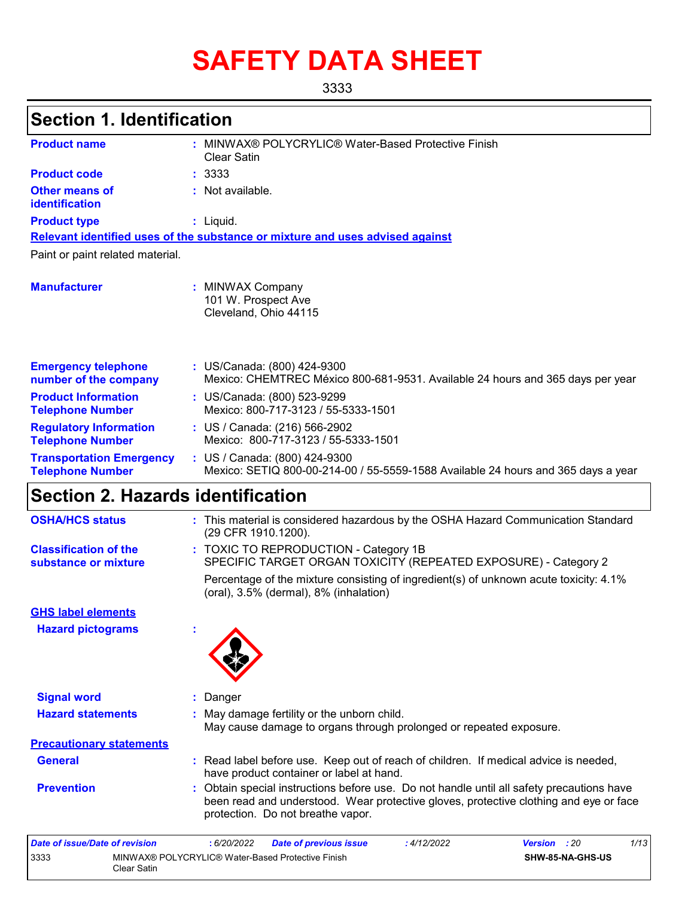# SAFETY DATA SHEET

3333

## Section 1. Identification

**Product name** : MINWAX® POLYCRYLIC® Water-Based Protective Finish Clear Satin

**Product code** : 3333

**Other means of identification** : Not available.

**Product type** : Liquid.

**Relevant identified uses of the substance or mixture and uses advised against**

Paint or paint related material.

**Manufacturer** : MINWAX Company
101 W. Prospect Ave
Cleveland, Ohio 44115

**Emergency telephone number of the company** : US/Canada: (800) 424-9300
Mexico: CHEMTREC México 800-681-9531. Available 24 hours and 365 days per year

**Product Information Telephone Number** : US/Canada: (800) 523-9299
Mexico: 800-717-3123 / 55-5333-1501

**Regulatory Information Telephone Number** : US / Canada: (216) 566-2902
Mexico: 800-717-3123 / 55-5333-1501

**Transportation Emergency Telephone Number** : US / Canada: (800) 424-9300
Mexico: SETIQ 800-00-214-00 / 55-5559-1588 Available 24 hours and 365 days a year

## Section 2. Hazards identification

**OSHA/HCS status** : This material is considered hazardous by the OSHA Hazard Communication Standard (29 CFR 1910.1200).

**Classification of the substance or mixture** : TOXIC TO REPRODUCTION - Category 1B
SPECIFIC TARGET ORGAN TOXICITY (REPEATED EXPOSURE) - Category 2

Percentage of the mixture consisting of ingredient(s) of unknown acute toxicity: 4.1% (oral), 3.5% (dermal), 8% (inhalation)

**GHS label elements**

**Hazard pictograms** :

**Signal word** : Danger

**Hazard statements** : May damage fertility or the unborn child.
May cause damage to organs through prolonged or repeated exposure.

**Precautionary statements**

**General** : Read label before use. Keep out of reach of children. If medical advice is needed, have product container or label at hand.

**Prevention** : Obtain special instructions before use. Do not handle until all safety precautions have been read and understood. Wear protective gloves, protective clothing and eye or face protection. Do not breathe vapor.

| Date of issue/Date of revision | : 6/20/2022 | Date of previous issue | : 4/12/2022 | Version : 20 |
|---|---|---|---|---|
| 3333 | MINWAX® POLYCRYLIC® Water-Based Protective Finish Clear Satin | | | SHW-85-NA-GHS-US |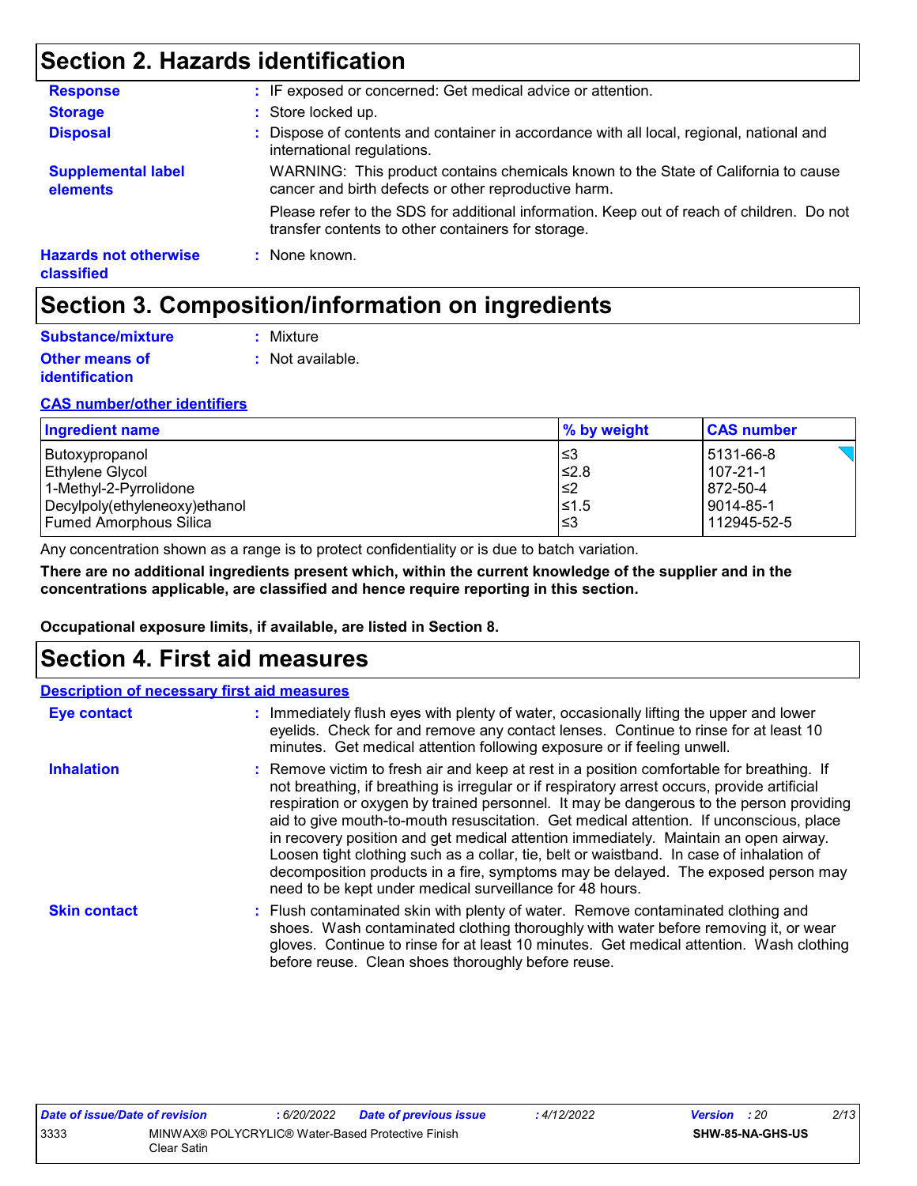## Section 2. Hazards identification

**Response** : IF exposed or concerned: Get medical advice or attention.

**Storage** : Store locked up.

**Disposal** : Dispose of contents and container in accordance with all local, regional, national and international regulations.

**Supplemental label elements**

WARNING: This product contains chemicals known to the State of California to cause cancer and birth defects or other reproductive harm.

Please refer to the SDS for additional information. Keep out of reach of children. Do not transfer contents to other containers for storage.

**Hazards not otherwise classified** : None known.

## Section 3. Composition/information on ingredients

**Substance/mixture** : Mixture

**Other means of identification** : Not available.

**CAS number/other identifiers**

| Ingredient name | % by weight | CAS number |
| --- | --- | --- |
| Butoxypropanol | ≤3 | 5131-66-8 |
| Ethylene Glycol | ≤2.8 | 107-21-1 |
| 1-Methyl-2-Pyrrolidone | ≤2 | 872-50-4 |
| Decylpoly(ethyleneoxy)ethanol | ≤1.5 | 9014-85-1 |
| Fumed Amorphous Silica | ≤3 | 112945-52-5 |

Any concentration shown as a range is to protect confidentiality or is due to batch variation.

**There are no additional ingredients present which, within the current knowledge of the supplier and in the concentrations applicable, are classified and hence require reporting in this section.**

**Occupational exposure limits, if available, are listed in Section 8.**

## Section 4. First aid measures

**Description of necessary first aid measures**

**Eye contact** : Immediately flush eyes with plenty of water, occasionally lifting the upper and lower eyelids. Check for and remove any contact lenses. Continue to rinse for at least 10 minutes. Get medical attention following exposure or if feeling unwell.

**Inhalation** : Remove victim to fresh air and keep at rest in a position comfortable for breathing. If not breathing, if breathing is irregular or if respiratory arrest occurs, provide artificial respiration or oxygen by trained personnel. It may be dangerous to the person providing aid to give mouth-to-mouth resuscitation. Get medical attention. If unconscious, place in recovery position and get medical attention immediately. Maintain an open airway. Loosen tight clothing such as a collar, tie, belt or waistband. In case of inhalation of decomposition products in a fire, symptoms may be delayed. The exposed person may need to be kept under medical surveillance for 48 hours.

**Skin contact** : Flush contaminated skin with plenty of water. Remove contaminated clothing and shoes. Wash contaminated clothing thoroughly with water before removing it, or wear gloves. Continue to rinse for at least 10 minutes. Get medical attention. Wash clothing before reuse. Clean shoes thoroughly before reuse.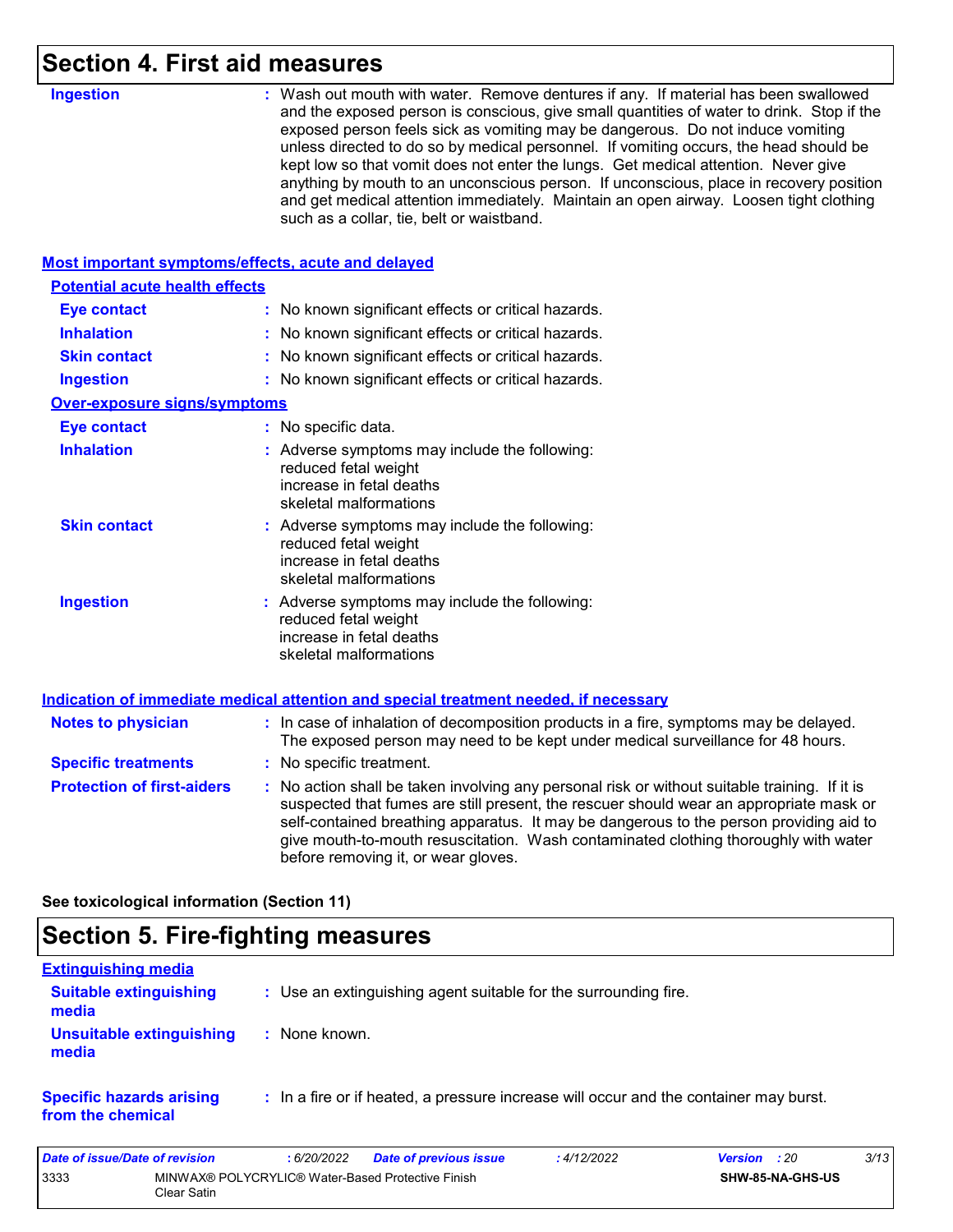## Section 4. First aid measures

**Ingestion** : Wash out mouth with water. Remove dentures if any. If material has been swallowed and the exposed person is conscious, give small quantities of water to drink. Stop if the exposed person feels sick as vomiting may be dangerous. Do not induce vomiting unless directed to do so by medical personnel. If vomiting occurs, the head should be kept low so that vomit does not enter the lungs. Get medical attention. Never give anything by mouth to an unconscious person. If unconscious, place in recovery position and get medical attention immediately. Maintain an open airway. Loosen tight clothing such as a collar, tie, belt or waistband.

### Most important symptoms/effects, acute and delayed

#### Potential acute health effects

**Eye contact** : No known significant effects or critical hazards.

**Inhalation** : No known significant effects or critical hazards.

**Skin contact** : No known significant effects or critical hazards.

**Ingestion** : No known significant effects or critical hazards.

#### Over-exposure signs/symptoms

**Eye contact** : No specific data.

**Inhalation** : Adverse symptoms may include the following:
reduced fetal weight
increase in fetal deaths
skeletal malformations

**Skin contact** : Adverse symptoms may include the following:
reduced fetal weight
increase in fetal deaths
skeletal malformations

**Ingestion** : Adverse symptoms may include the following:
reduced fetal weight
increase in fetal deaths
skeletal malformations

### Indication of immediate medical attention and special treatment needed, if necessary

**Notes to physician** : In case of inhalation of decomposition products in a fire, symptoms may be delayed. The exposed person may need to be kept under medical surveillance for 48 hours.

**Specific treatments** : No specific treatment.

**Protection of first-aiders** : No action shall be taken involving any personal risk or without suitable training. If it is suspected that fumes are still present, the rescuer should wear an appropriate mask or self-contained breathing apparatus. It may be dangerous to the person providing aid to give mouth-to-mouth resuscitation. Wash contaminated clothing thoroughly with water before removing it, or wear gloves.

**See toxicological information (Section 11)**

## Section 5. Fire-fighting measures

### Extinguishing media

**Suitable extinguishing media** : Use an extinguishing agent suitable for the surrounding fire.

**Unsuitable extinguishing media** : None known.

**Specific hazards arising from the chemical** : In a fire or if heated, a pressure increase will occur and the container may burst.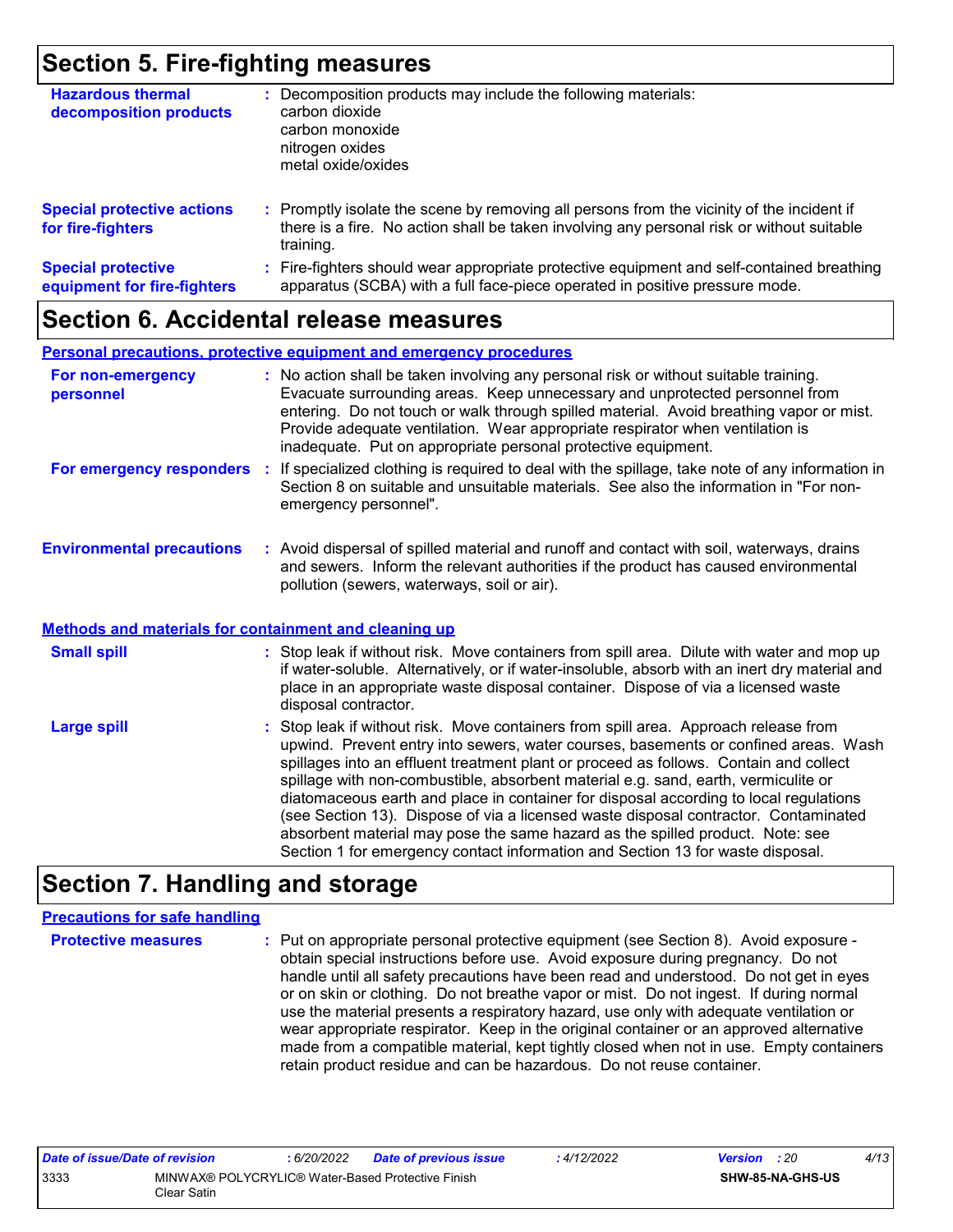## Section 5. Fire-fighting measures

**Hazardous thermal decomposition products** : Decomposition products may include the following materials:
carbon dioxide
carbon monoxide
nitrogen oxides
metal oxide/oxides

**Special protective actions for fire-fighters** : Promptly isolate the scene by removing all persons from the vicinity of the incident if there is a fire. No action shall be taken involving any personal risk or without suitable training.

**Special protective equipment for fire-fighters** : Fire-fighters should wear appropriate protective equipment and self-contained breathing apparatus (SCBA) with a full face-piece operated in positive pressure mode.

## Section 6. Accidental release measures

### Personal precautions, protective equipment and emergency procedures

**For non-emergency personnel** : No action shall be taken involving any personal risk or without suitable training. Evacuate surrounding areas. Keep unnecessary and unprotected personnel from entering. Do not touch or walk through spilled material. Avoid breathing vapor or mist. Provide adequate ventilation. Wear appropriate respirator when ventilation is inadequate. Put on appropriate personal protective equipment.

**For emergency responders** : If specialized clothing is required to deal with the spillage, take note of any information in Section 8 on suitable and unsuitable materials. See also the information in "For non-emergency personnel".

**Environmental precautions** : Avoid dispersal of spilled material and runoff and contact with soil, waterways, drains and sewers. Inform the relevant authorities if the product has caused environmental pollution (sewers, waterways, soil or air).

### Methods and materials for containment and cleaning up

**Small spill** : Stop leak if without risk. Move containers from spill area. Dilute with water and mop up if water-soluble. Alternatively, or if water-insoluble, absorb with an inert dry material and place in an appropriate waste disposal container. Dispose of via a licensed waste disposal contractor.

**Large spill** : Stop leak if without risk. Move containers from spill area. Approach release from upwind. Prevent entry into sewers, water courses, basements or confined areas. Wash spillages into an effluent treatment plant or proceed as follows. Contain and collect spillage with non-combustible, absorbent material e.g. sand, earth, vermiculite or diatomaceous earth and place in container for disposal according to local regulations (see Section 13). Dispose of via a licensed waste disposal contractor. Contaminated absorbent material may pose the same hazard as the spilled product. Note: see Section 1 for emergency contact information and Section 13 for waste disposal.

## Section 7. Handling and storage

### Precautions for safe handling

**Protective measures** : Put on appropriate personal protective equipment (see Section 8). Avoid exposure - obtain special instructions before use. Avoid exposure during pregnancy. Do not handle until all safety precautions have been read and understood. Do not get in eyes or on skin or clothing. Do not breathe vapor or mist. Do not ingest. If during normal use the material presents a respiratory hazard, use only with adequate ventilation or wear appropriate respirator. Keep in the original container or an approved alternative made from a compatible material, kept tightly closed when not in use. Empty containers retain product residue and can be hazardous. Do not reuse container.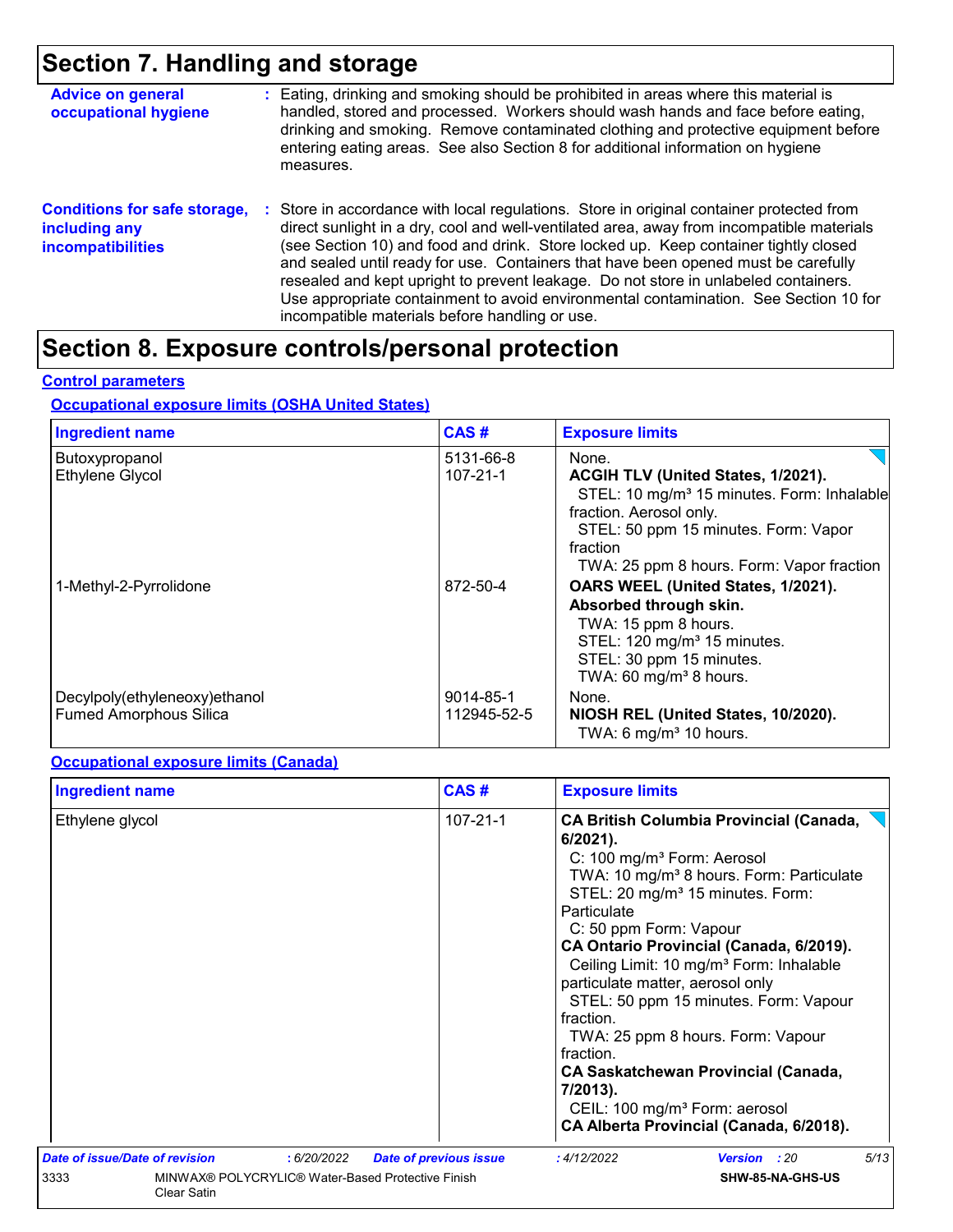# Section 7. Handling and storage

**Advice on general occupational hygiene** : Eating, drinking and smoking should be prohibited in areas where this material is handled, stored and processed. Workers should wash hands and face before eating, drinking and smoking. Remove contaminated clothing and protective equipment before entering eating areas. See also Section 8 for additional information on hygiene measures.

**Conditions for safe storage, including any incompatibilities** : Store in accordance with local regulations. Store in original container protected from direct sunlight in a dry, cool and well-ventilated area, away from incompatible materials (see Section 10) and food and drink. Store locked up. Keep container tightly closed and sealed until ready for use. Containers that have been opened must be carefully resealed and kept upright to prevent leakage. Do not store in unlabeled containers. Use appropriate containment to avoid environmental contamination. See Section 10 for incompatible materials before handling or use.

# Section 8. Exposure controls/personal protection

**Control parameters**

**Occupational exposure limits (OSHA United States)**

| Ingredient name | CAS # | Exposure limits |
| --- | --- | --- |
| Butoxypropanol | 5131-66-8 | None. |
| Ethylene Glycol | 107-21-1 | **ACGIH TLV (United States, 1/2021).**<br>STEL: 10 mg/m³ 15 minutes. Form: Inhalable fraction. Aerosol only.<br>STEL: 50 ppm 15 minutes. Form: Vapor fraction<br>TWA: 25 ppm 8 hours. Form: Vapor fraction |
| 1-Methyl-2-Pyrrolidone | 872-50-4 | **OARS WEEL (United States, 1/2021). Absorbed through skin.**<br>TWA: 15 ppm 8 hours.<br>STEL: 120 mg/m³ 15 minutes.<br>STEL: 30 ppm 15 minutes.<br>TWA: 60 mg/m³ 8 hours. |
| Decylpoly(ethyleneoxy)ethanol | 9014-85-1 | None. |
| Fumed Amorphous Silica | 112945-52-5 | **NIOSH REL (United States, 10/2020).**<br>TWA: 6 mg/m³ 10 hours. |

**Occupational exposure limits (Canada)**

| Ingredient name | CAS # | Exposure limits |
| --- | --- | --- |
| Ethylene glycol | 107-21-1 | **CA British Columbia Provincial (Canada, 6/2021).**<br>C: 100 mg/m³ Form: Aerosol<br>TWA: 10 mg/m³ 8 hours. Form: Particulate<br>STEL: 20 mg/m³ 15 minutes. Form: Particulate<br>C: 50 ppm Form: Vapour<br>**CA Ontario Provincial (Canada, 6/2019).**<br>Ceiling Limit: 10 mg/m³ Form: Inhalable particulate matter, aerosol only<br>STEL: 50 ppm 15 minutes. Form: Vapour fraction.<br>TWA: 25 ppm 8 hours. Form: Vapour fraction.<br>**CA Saskatchewan Provincial (Canada, 7/2013).**<br>CEIL: 100 mg/m³ Form: aerosol<br>**CA Alberta Provincial (Canada, 6/2018).** |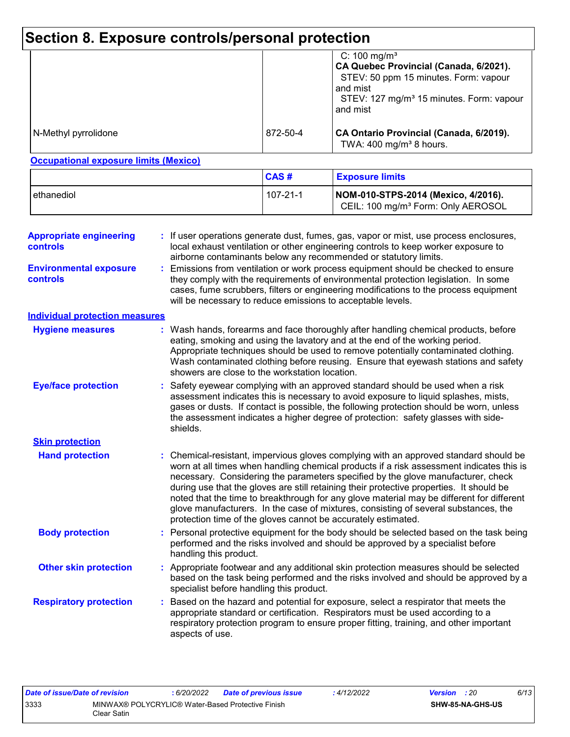# Section 8. Exposure controls/personal protection

| | | |
|---|---|---|
| | | C: 100 mg/m³<br>**CA Quebec Provincial (Canada, 6/2021).**<br>STEV: 50 ppm 15 minutes. Form: vapour and mist<br>STEV: 127 mg/m³ 15 minutes. Form: vapour and mist |
| N-Methyl pyrrolidone | 872-50-4 | **CA Ontario Provincial (Canada, 6/2019).**<br>TWA: 400 mg/m³ 8 hours. |

**Occupational exposure limits (Mexico)**

| | CAS # | Exposure limits |
|---|---|---|
| ethanediol | 107-21-1 | **NOM-010-STPS-2014 (Mexico, 4/2016).**<br>CEIL: 100 mg/m³ Form: Only AEROSOL |

**Appropriate engineering controls** : If user operations generate dust, fumes, gas, vapor or mist, use process enclosures, local exhaust ventilation or other engineering controls to keep worker exposure to airborne contaminants below any recommended or statutory limits.

**Environmental exposure controls** : Emissions from ventilation or work process equipment should be checked to ensure they comply with the requirements of environmental protection legislation. In some cases, fume scrubbers, filters or engineering modifications to the process equipment will be necessary to reduce emissions to acceptable levels.

## Individual protection measures

**Hygiene measures** : Wash hands, forearms and face thoroughly after handling chemical products, before eating, smoking and using the lavatory and at the end of the working period. Appropriate techniques should be used to remove potentially contaminated clothing. Wash contaminated clothing before reusing. Ensure that eyewash stations and safety showers are close to the workstation location.

**Eye/face protection** : Safety eyewear complying with an approved standard should be used when a risk assessment indicates this is necessary to avoid exposure to liquid splashes, mists, gases or dusts. If contact is possible, the following protection should be worn, unless the assessment indicates a higher degree of protection: safety glasses with side-shields.

### Skin protection

**Hand protection** : Chemical-resistant, impervious gloves complying with an approved standard should be worn at all times when handling chemical products if a risk assessment indicates this is necessary. Considering the parameters specified by the glove manufacturer, check during use that the gloves are still retaining their protective properties. It should be noted that the time to breakthrough for any glove material may be different for different glove manufacturers. In the case of mixtures, consisting of several substances, the protection time of the gloves cannot be accurately estimated.

**Body protection** : Personal protective equipment for the body should be selected based on the task being performed and the risks involved and should be approved by a specialist before handling this product.

**Other skin protection** : Appropriate footwear and any additional skin protection measures should be selected based on the task being performed and the risks involved and should be approved by a specialist before handling this product.

**Respiratory protection** : Based on the hazard and potential for exposure, select a respirator that meets the appropriate standard or certification. Respirators must be used according to a respiratory protection program to ensure proper fitting, training, and other important aspects of use.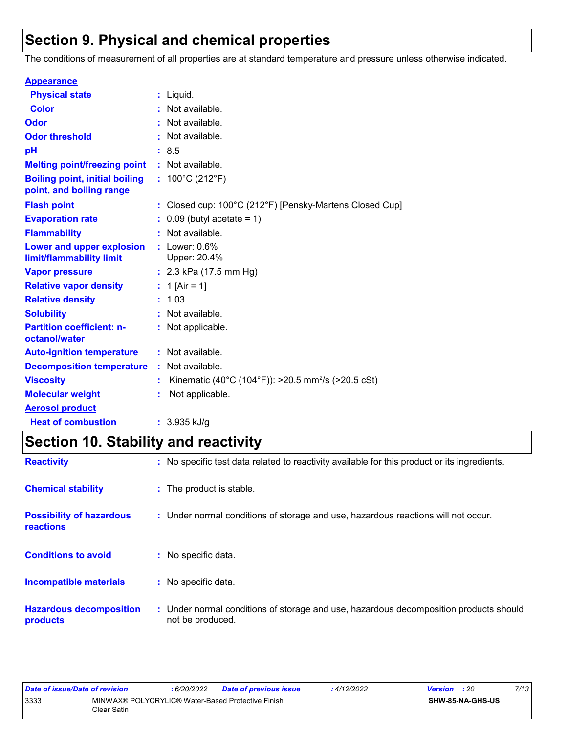# Section 9. Physical and chemical properties

The conditions of measurement of all properties are at standard temperature and pressure unless otherwise indicated.

**Appearance**

| | |
|---|---|
| **Physical state** | : Liquid. |
| **Color** | : Not available. |
| **Odor** | : Not available. |
| **Odor threshold** | : Not available. |
| **pH** | : 8.5 |
| **Melting point/freezing point** | : Not available. |
| **Boiling point, initial boiling point, and boiling range** | : 100°C (212°F) |
| **Flash point** | : Closed cup: 100°C (212°F) [Pensky-Martens Closed Cup] |
| **Evaporation rate** | : 0.09 (butyl acetate = 1) |
| **Flammability** | : Not available. |
| **Lower and upper explosion limit/flammability limit** | : Lower: 0.6%<br>Upper: 20.4% |
| **Vapor pressure** | : 2.3 kPa (17.5 mm Hg) |
| **Relative vapor density** | : 1 [Air = 1] |
| **Relative density** | : 1.03 |
| **Solubility** | : Not available. |
| **Partition coefficient: n-octanol/water** | : Not applicable. |
| **Auto-ignition temperature** | : Not available. |
| **Decomposition temperature** | : Not available. |
| **Viscosity** | : Kinematic (40°C (104°F)): >20.5 $mm^2/s$ (>20.5 cSt) |
| **Molecular weight** | : Not applicable. |

**Aerosol product**

| | |
|---|---|
| **Heat of combustion** | : 3.935 kJ/g |

# Section 10. Stability and reactivity

| | |
|---|---|
| **Reactivity** | : No specific test data related to reactivity available for this product or its ingredients. |
| **Chemical stability** | : The product is stable. |
| **Possibility of hazardous reactions** | : Under normal conditions of storage and use, hazardous reactions will not occur. |
| **Conditions to avoid** | : No specific data. |
| **Incompatible materials** | : No specific data. |
| **Hazardous decomposition products** | : Under normal conditions of storage and use, hazardous decomposition products should not be produced. |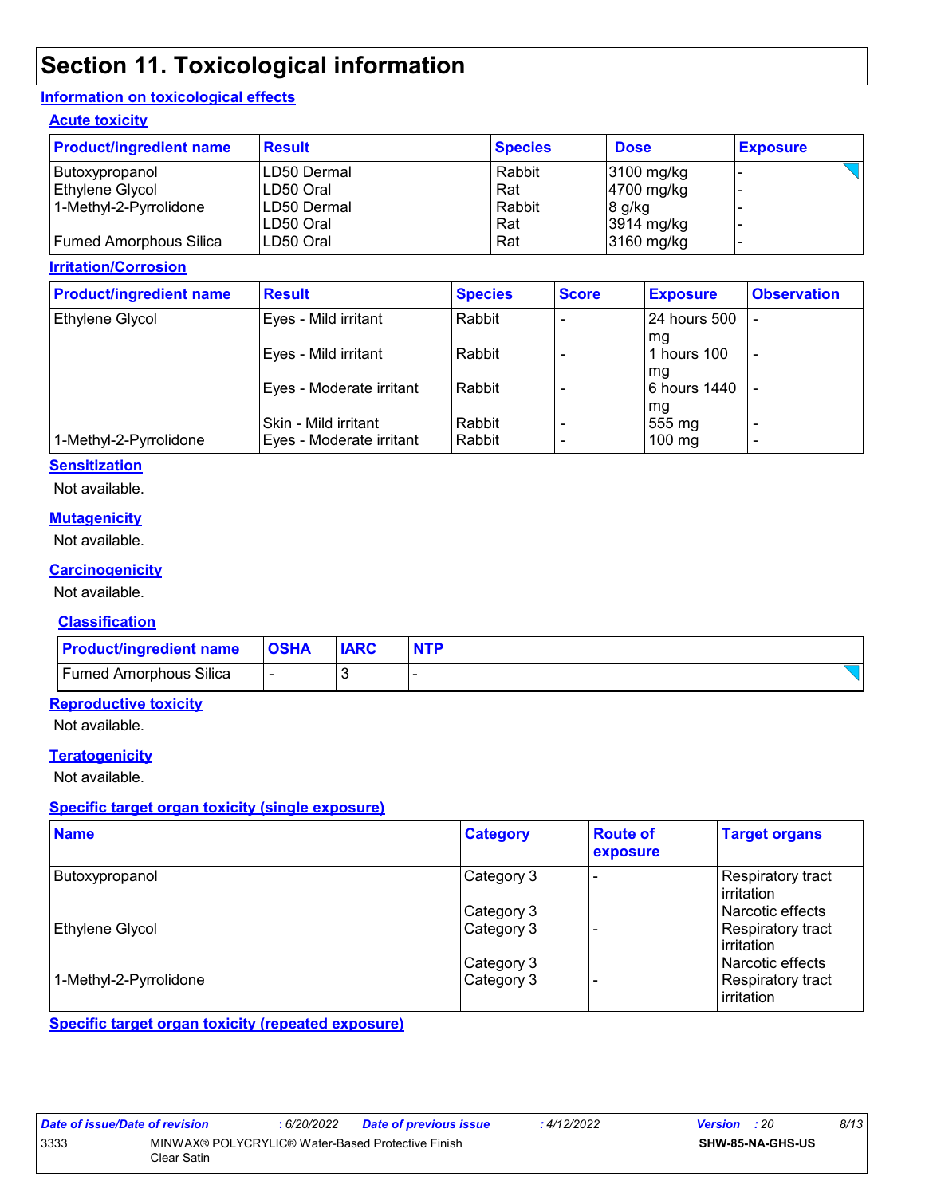# Section 11. Toxicological information

## Information on toxicological effects

### Acute toxicity

| Product/ingredient name | Result | Species | Dose | Exposure |
|---|---|---|---|---|
| Butoxypropanol | LD50 Dermal | Rabbit | 3100 mg/kg | - |
| Ethylene Glycol | LD50 Oral | Rat | 4700 mg/kg | - |
| 1-Methyl-2-Pyrrolidone | LD50 Dermal | Rabbit | 8 g/kg | - |
| | LD50 Oral | Rat | 3914 mg/kg | - |
| Fumed Amorphous Silica | LD50 Oral | Rat | 3160 mg/kg | - |

### Irritation/Corrosion

| Product/ingredient name | Result | Species | Score | Exposure | Observation |
|---|---|---|---|---|---|
| Ethylene Glycol | Eyes - Mild irritant | Rabbit | - | 24 hours 500 mg | - |
| | Eyes - Mild irritant | Rabbit | - | 1 hours 100 mg | - |
| | Eyes - Moderate irritant | Rabbit | - | 6 hours 1440 mg | - |
| | Skin - Mild irritant | Rabbit | - | 555 mg | - |
| 1-Methyl-2-Pyrrolidone | Eyes - Moderate irritant | Rabbit | - | 100 mg | - |

### Sensitization

Not available.

### Mutagenicity

Not available.

### Carcinogenicity

Not available.

#### Classification

| Product/ingredient name | OSHA | IARC | NTP |
|---|---|---|---|
| Fumed Amorphous Silica | - | 3 | - |

### Reproductive toxicity

Not available.

### Teratogenicity

Not available.

### Specific target organ toxicity (single exposure)

| Name | Category | Route of exposure | Target organs |
|---|---|---|---|
| Butoxypropanol | Category 3 | - | Respiratory tract irritation |
| | Category 3 | | Narcotic effects |
| Ethylene Glycol | Category 3 | - | Respiratory tract irritation |
| | Category 3 | | Narcotic effects |
| 1-Methyl-2-Pyrrolidone | Category 3 | - | Respiratory tract irritation |

### Specific target organ toxicity (repeated exposure)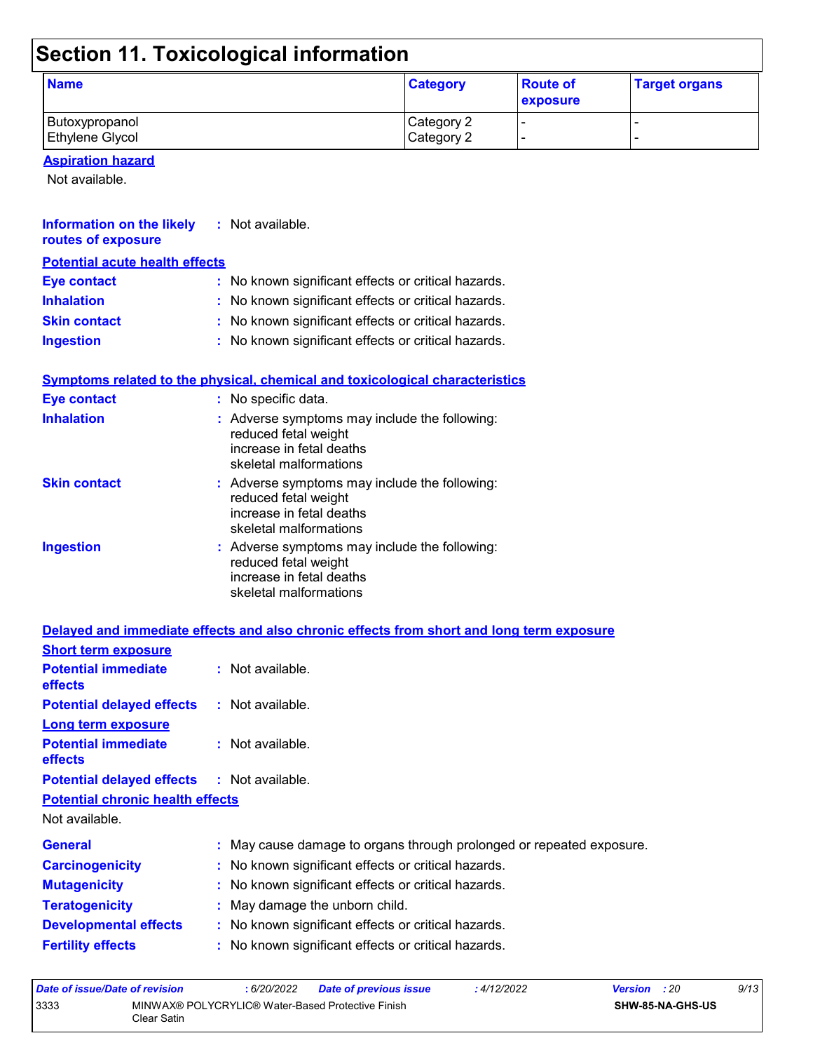# Section 11. Toxicological information

| Name | Category | Route of exposure | Target organs |
|---|---|---|---|
| Butoxypropanol | Category 2 | - | - |
| Ethylene Glycol | Category 2 | - | - |

**Aspiration hazard**

Not available.

**Information on the likely routes of exposure** : Not available.

**Potential acute health effects**

**Eye contact** : No known significant effects or critical hazards.

**Inhalation** : No known significant effects or critical hazards.

**Skin contact** : No known significant effects or critical hazards.

**Ingestion** : No known significant effects or critical hazards.

**Symptoms related to the physical, chemical and toxicological characteristics**

**Eye contact** : No specific data.

**Inhalation** : Adverse symptoms may include the following:
reduced fetal weight
increase in fetal deaths
skeletal malformations

**Skin contact** : Adverse symptoms may include the following:
reduced fetal weight
increase in fetal deaths
skeletal malformations

**Ingestion** : Adverse symptoms may include the following:
reduced fetal weight
increase in fetal deaths
skeletal malformations

**Delayed and immediate effects and also chronic effects from short and long term exposure**

**Short term exposure**

**Potential immediate effects** : Not available.

**Potential delayed effects** : Not available.

**Long term exposure**

**Potential immediate effects** : Not available.

**Potential delayed effects** : Not available.

**Potential chronic health effects**

Not available.

**General** : May cause damage to organs through prolonged or repeated exposure.

**Carcinogenicity** : No known significant effects or critical hazards.

**Mutagenicity** : No known significant effects or critical hazards.

**Teratogenicity** : May damage the unborn child.

**Developmental effects** : No known significant effects or critical hazards.

**Fertility effects** : No known significant effects or critical hazards.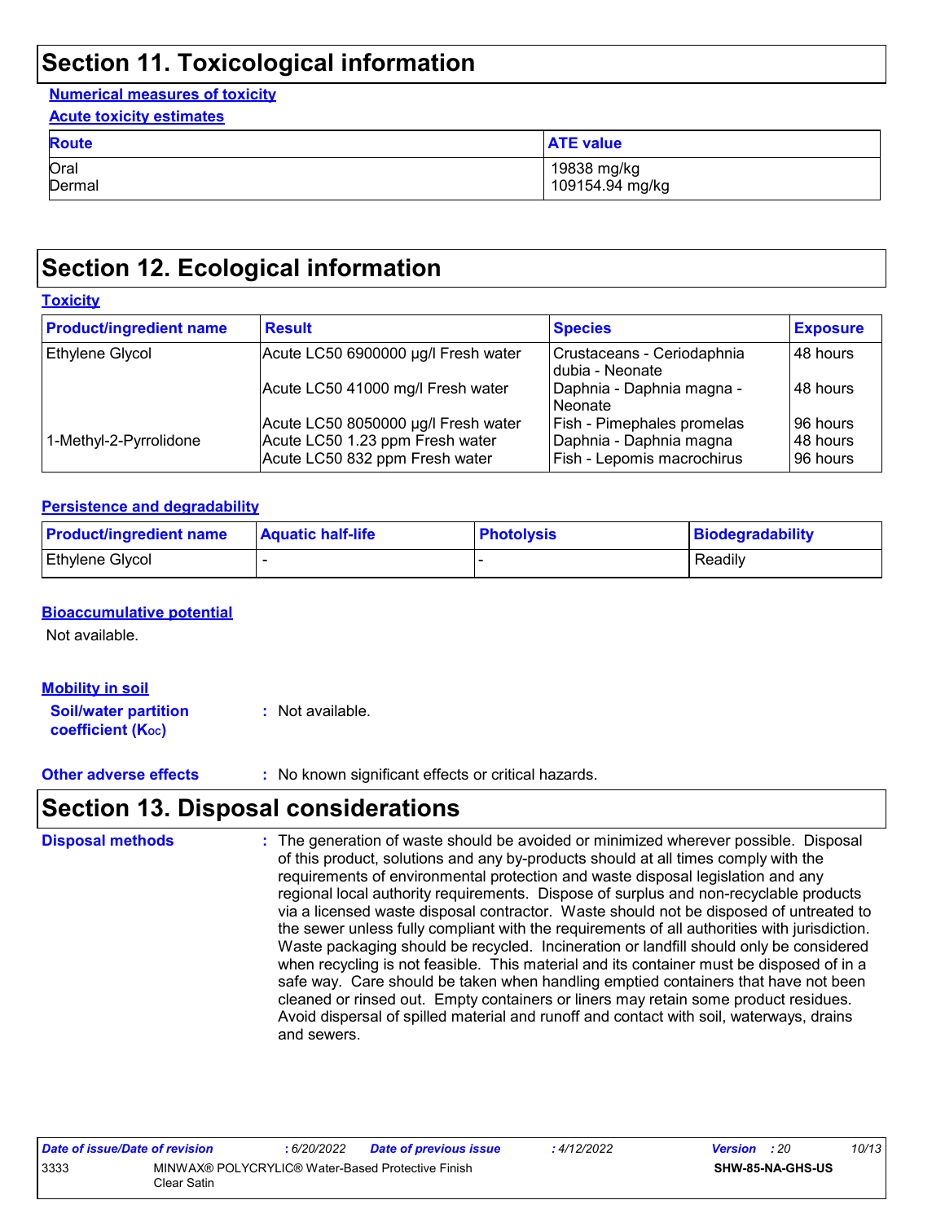# Section 11. Toxicological information

**Numerical measures of toxicity**

**Acute toxicity estimates**

| Route | ATE value |
|---|---|
| Oral | 19838 mg/kg |
| Dermal | 109154.94 mg/kg |

# Section 12. Ecological information

**Toxicity**

| Product/ingredient name | Result | Species | Exposure |
|---|---|---|---|
| Ethylene Glycol | Acute LC50 6900000 µg/l Fresh water | Crustaceans - Ceriodaphnia dubia - Neonate | 48 hours |
| | Acute LC50 41000 mg/l Fresh water | Daphnia - Daphnia magna - Neonate | 48 hours |
| | Acute LC50 8050000 µg/l Fresh water | Fish - Pimephales promelas | 96 hours |
| 1-Methyl-2-Pyrrolidone | Acute LC50 1.23 ppm Fresh water | Daphnia - Daphnia magna | 48 hours |
| | Acute LC50 832 ppm Fresh water | Fish - Lepomis macrochirus | 96 hours |

**Persistence and degradability**

| Product/ingredient name | Aquatic half-life | Photolysis | Biodegradability |
|---|---|---|---|
| Ethylene Glycol | - | - | Readily |

**Bioaccumulative potential**

Not available.

**Mobility in soil**

**Soil/water partition coefficient ($K_{OC}$)** : Not available.

**Other adverse effects** : No known significant effects or critical hazards.

# Section 13. Disposal considerations

**Disposal methods** : The generation of waste should be avoided or minimized wherever possible. Disposal of this product, solutions and any by-products should at all times comply with the requirements of environmental protection and waste disposal legislation and any regional local authority requirements. Dispose of surplus and non-recyclable products via a licensed waste disposal contractor. Waste should not be disposed of untreated to the sewer unless fully compliant with the requirements of all authorities with jurisdiction. Waste packaging should be recycled. Incineration or landfill should only be considered when recycling is not feasible. This material and its container must be disposed of in a safe way. Care should be taken when handling emptied containers that have not been cleaned or rinsed out. Empty containers or liners may retain some product residues. Avoid dispersal of spilled material and runoff and contact with soil, waterways, drains and sewers.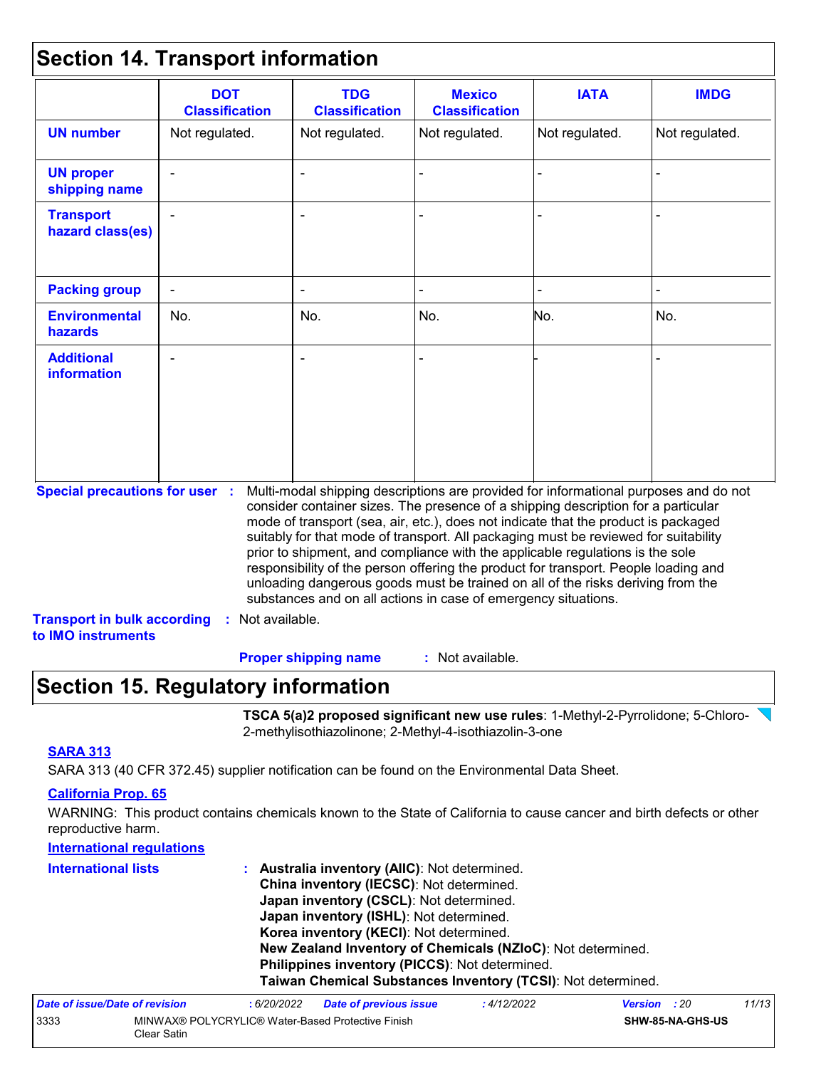## Section 14. Transport information

| | DOT Classification | TDG Classification | Mexico Classification | IATA | IMDG |
|---|---|---|---|---|---|
| **UN number** | Not regulated. | Not regulated. | Not regulated. | Not regulated. | Not regulated. |
| **UN proper shipping name** | - | - | - | - | - |
| **Transport hazard class(es)** | - | - | - | - | - |
| **Packing group** | - | - | - | - | - |
| **Environmental hazards** | No. | No. | No. | No. | No. |
| **Additional information** | - | - | - | - | - |

**Special precautions for user** : Multi-modal shipping descriptions are provided for informational purposes and do not consider container sizes. The presence of a shipping description for a particular mode of transport (sea, air, etc.), does not indicate that the product is packaged suitably for that mode of transport. All packaging must be reviewed for suitability prior to shipment, and compliance with the applicable regulations is the sole responsibility of the person offering the product for transport. People loading and unloading dangerous goods must be trained on all of the risks deriving from the substances and on all actions in case of emergency situations.

**Transport in bulk according to IMO instruments** : Not available.

**Proper shipping name** : Not available.

## Section 15. Regulatory information

**TSCA 5(a)2 proposed significant new use rules**: 1-Methyl-2-Pyrrolidone; 5-Chloro-2-methylisothiazolinone; 2-Methyl-4-isothiazolin-3-one

**SARA 313**

SARA 313 (40 CFR 372.45) supplier notification can be found on the Environmental Data Sheet.

**California Prop. 65**

WARNING: This product contains chemicals known to the State of California to cause cancer and birth defects or other reproductive harm.

**International regulations**

**International lists** :
- **Australia inventory (AIIC)**: Not determined.
- **China inventory (IECSC)**: Not determined.
- **Japan inventory (CSCL)**: Not determined.
- **Japan inventory (ISHL)**: Not determined.
- **Korea inventory (KECI)**: Not determined.
- **New Zealand Inventory of Chemicals (NZIoC)**: Not determined.
- **Philippines inventory (PICCS)**: Not determined.
- **Taiwan Chemical Substances Inventory (TCSI)**: Not determined.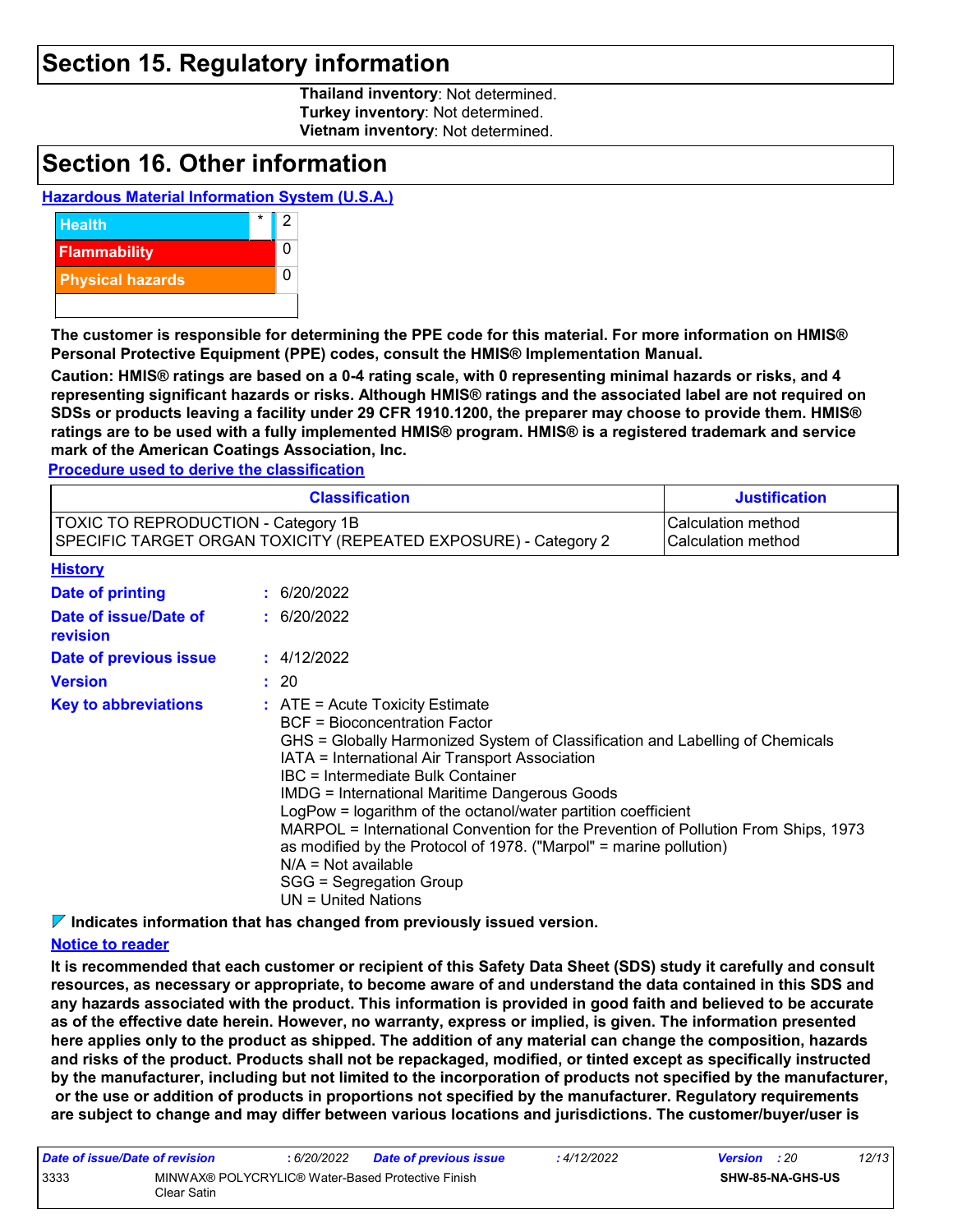## Section 15. Regulatory information

**Thailand inventory**: Not determined.
**Turkey inventory**: Not determined.
**Vietnam inventory**: Not determined.

## Section 16. Other information

### Hazardous Material Information System (U.S.A.)

| | | |
|---|---|---|
| Health | * | 2 |
| Flammability | | 0 |
| Physical hazards | | 0 |

**The customer is responsible for determining the PPE code for this material. For more information on HMIS® Personal Protective Equipment (PPE) codes, consult the HMIS® Implementation Manual.**

**Caution: HMIS® ratings are based on a 0-4 rating scale, with 0 representing minimal hazards or risks, and 4 representing significant hazards or risks. Although HMIS® ratings and the associated label are not required on SDSs or products leaving a facility under 29 CFR 1910.1200, the preparer may choose to provide them. HMIS® ratings are to be used with a fully implemented HMIS® program. HMIS® is a registered trademark and service mark of the American Coatings Association, Inc.**

### Procedure used to derive the classification

| Classification | Justification |
|---|---|
| TOXIC TO REPRODUCTION - Category 1B | Calculation method |
| SPECIFIC TARGET ORGAN TOXICITY (REPEATED EXPOSURE) - Category 2 | Calculation method |

### History

**Date of printing** : 6/20/2022

**Date of issue/Date of revision** : 6/20/2022

**Date of previous issue** : 4/12/2022

**Version** : 20

**Key to abbreviations** :
ATE = Acute Toxicity Estimate
BCF = Bioconcentration Factor
GHS = Globally Harmonized System of Classification and Labelling of Chemicals
IATA = International Air Transport Association
IBC = Intermediate Bulk Container
IMDG = International Maritime Dangerous Goods
LogPow = logarithm of the octanol/water partition coefficient
MARPOL = International Convention for the Prevention of Pollution From Ships, 1973 as modified by the Protocol of 1978. ("Marpol" = marine pollution)
N/A = Not available
SGG = Segregation Group
UN = United Nations

**Indicates information that has changed from previously issued version.**

### Notice to reader

**It is recommended that each customer or recipient of this Safety Data Sheet (SDS) study it carefully and consult resources, as necessary or appropriate, to become aware of and understand the data contained in this SDS and any hazards associated with the product. This information is provided in good faith and believed to be accurate as of the effective date herein. However, no warranty, express or implied, is given. The information presented here applies only to the product as shipped. The addition of any material can change the composition, hazards and risks of the product. Products shall not be repackaged, modified, or tinted except as specifically instructed by the manufacturer, including but not limited to the incorporation of products not specified by the manufacturer, or the use or addition of products in proportions not specified by the manufacturer. Regulatory requirements are subject to change and may differ between various locations and jurisdictions. The customer/buyer/user is**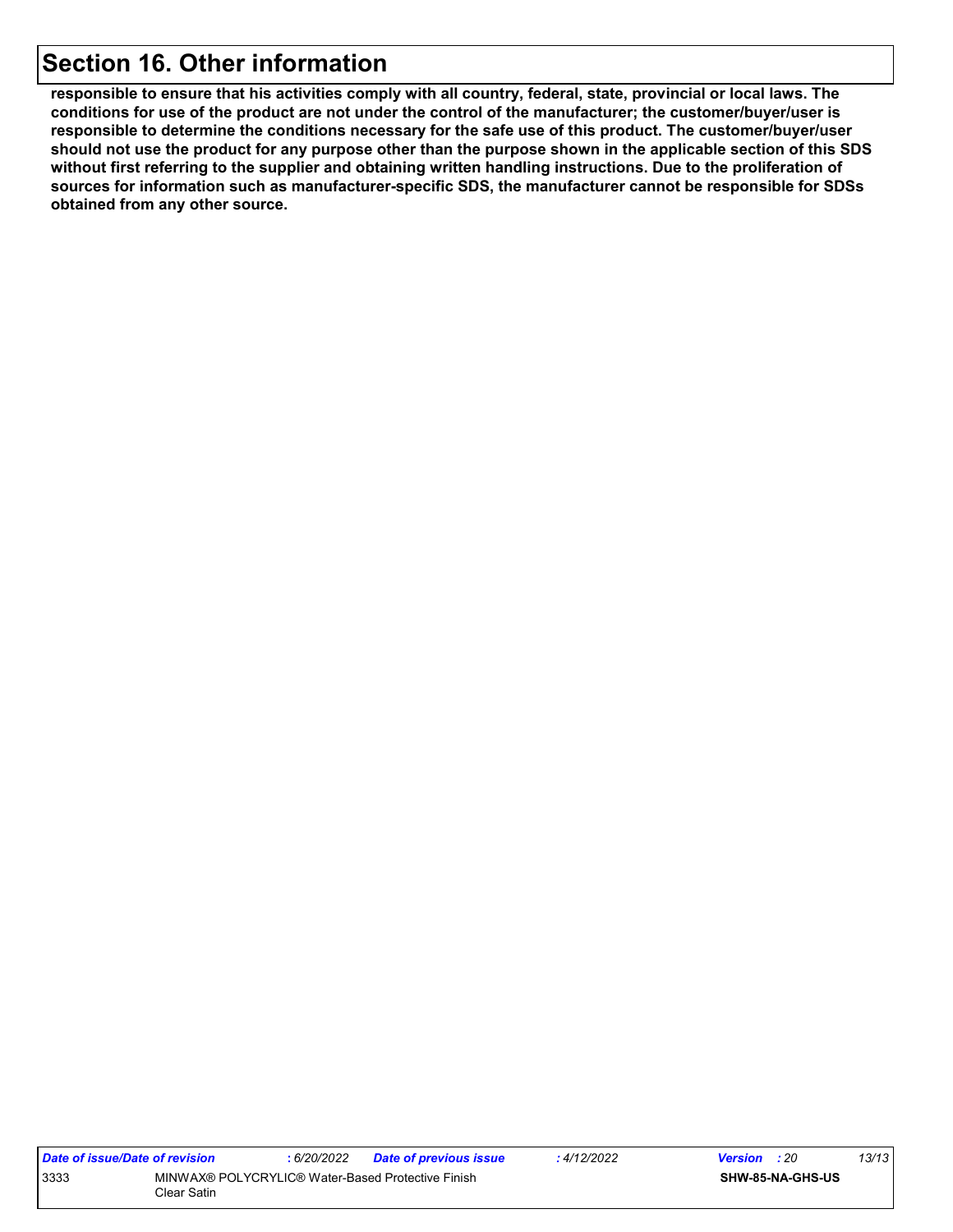# Section 16. Other information

**responsible to ensure that his activities comply with all country, federal, state, provincial or local laws. The conditions for use of the product are not under the control of the manufacturer; the customer/buyer/user is responsible to determine the conditions necessary for the safe use of this product. The customer/buyer/user should not use the product for any purpose other than the purpose shown in the applicable section of this SDS without first referring to the supplier and obtaining written handling instructions. Due to the proliferation of sources for information such as manufacturer-specific SDS, the manufacturer cannot be responsible for SDSs obtained from any other source.**